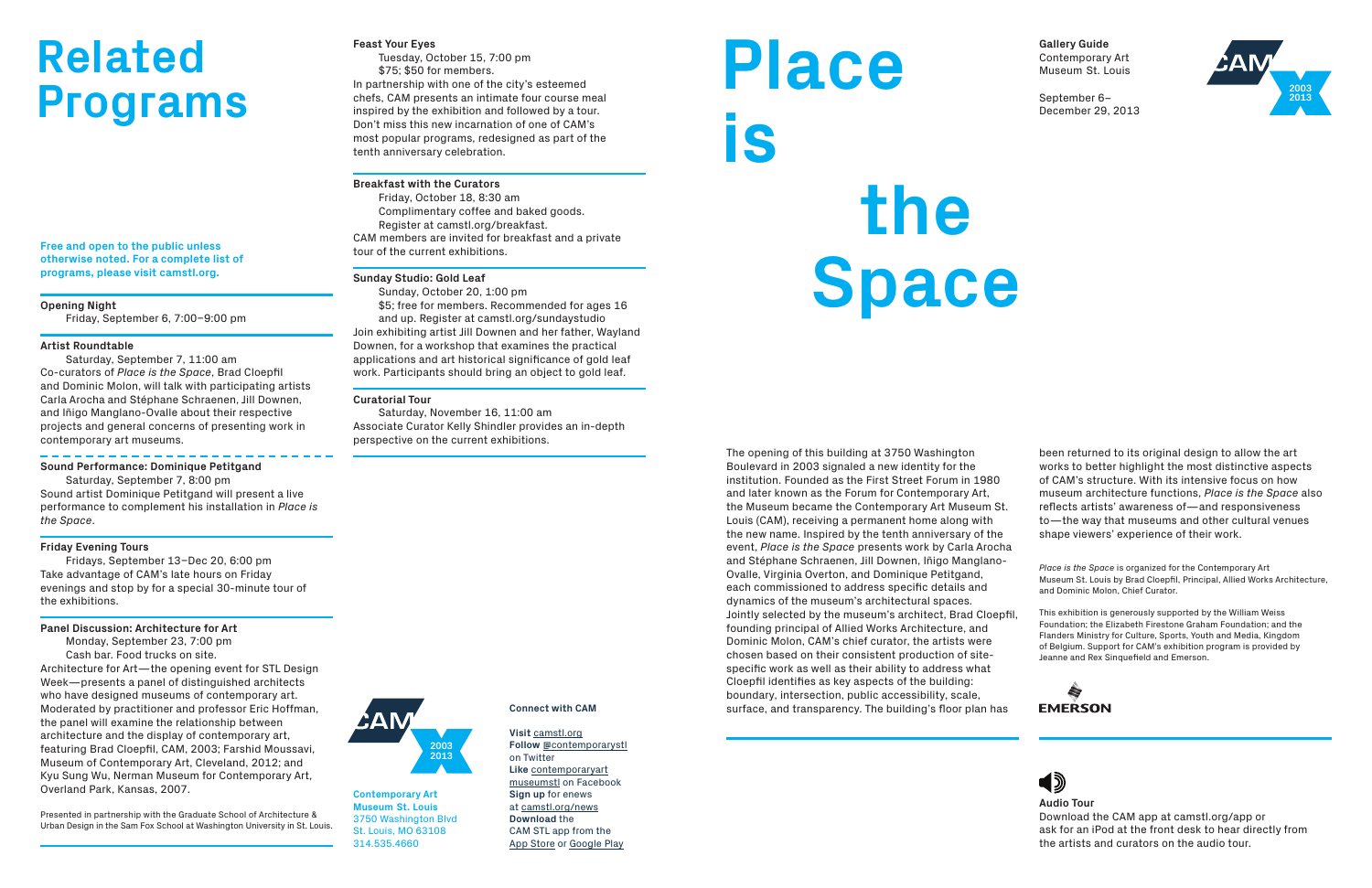# Related Programs

**Free and open to the public unless otherwise noted. For a complete list of programs, please visit camstl.org.**

**Opening Night**
Friday, September 6, 7:00–9:00 pm

**Artist Roundtable**
Saturday, September 7, 11:00 am
Co-curators of *Place is the Space*, Brad Cloepfil and Dominic Molon, will talk with participating artists Carla Arocha and Stéphane Schraenen, Jill Downen, and Iñigo Manglano-Ovalle about their respective projects and general concerns of presenting work in contemporary art museums.

**Sound Performance: Dominique Petitgand**
Saturday, September 7, 8:00 pm
Sound artist Dominique Petitgand will present a live performance to complement his installation in *Place is the Space*.

**Friday Evening Tours**
Fridays, September 13–Dec 20, 6:00 pm
Take advantage of CAM's late hours on Friday evenings and stop by for a special 30-minute tour of the exhibitions.

**Panel Discussion: Architecture for Art**
Monday, September 23, 7:00 pm
Cash bar. Food trucks on site.
Architecture for Art—the opening event for STL Design Week—presents a panel of distinguished architects who have designed museums of contemporary art. Moderated by practitioner and professor Eric Hoffman, the panel will examine the relationship between architecture and the display of contemporary art, featuring Brad Cloepfil, CAM, 2003; Farshid Moussavi, Museum of Contemporary Art, Cleveland, 2012; and Kyu Sung Wu, Nerman Museum for Contemporary Art, Overland Park, Kansas, 2007.

Presented in partnership with the Graduate School of Architecture & Urban Design in the Sam Fox School at Washington University in St. Louis.

**Feast Your Eyes**
Tuesday, October 15, 7:00 pm
$75; $50 for members.
In partnership with one of the city's esteemed chefs, CAM presents an intimate four course meal inspired by the exhibition and followed by a tour. Don't miss this new incarnation of one of CAM's most popular programs, redesigned as part of the tenth anniversary celebration.

**Breakfast with the Curators**
Friday, October 18, 8:30 am
Complimentary coffee and baked goods.
Register at camstl.org/breakfast.
CAM members are invited for breakfast and a private tour of the current exhibitions.

**Sunday Studio: Gold Leaf**
Sunday, October 20, 1:00 pm
$5; free for members. Recommended for ages 16 and up. Register at camstl.org/sundaystudio
Join exhibiting artist Jill Downen and her father, Wayland Downen, for a workshop that examines the practical applications and art historical significance of gold leaf work. Participants should bring an object to gold leaf.

**Curatorial Tour**
Saturday, November 16, 11:00 am
Associate Curator Kelly Shindler provides an in-depth perspective on the current exhibitions.

CAM 2003 2013

**Contemporary Art Museum St. Louis**
3750 Washington Blvd
St. Louis, MO 63108
314.535.4660

**Connect with CAM**

**Visit** camstl.org
**Follow** @contemporarystl on Twitter
**Like** contemporaryart museumstl on Facebook
**Sign up** for enews at camstl.org/news
**Download** the CAM STL app from the App Store or Google Play

# Place is the Space

**Gallery Guide**
Contemporary Art Museum St. Louis

September 6–December 29, 2013

CAM 2003 2013

The opening of this building at 3750 Washington Boulevard in 2003 signaled a new identity for the institution. Founded as the First Street Forum in 1980 and later known as the Forum for Contemporary Art, the Museum became the Contemporary Art Museum St. Louis (CAM), receiving a permanent home along with the new name. Inspired by the tenth anniversary of the event, *Place is the Space* presents work by Carla Arocha and Stéphane Schraenen, Jill Downen, Iñigo Manglano-Ovalle, Virginia Overton, and Dominique Petitgand, each commissioned to address specific details and dynamics of the museum's architectural spaces. Jointly selected by the museum's architect, Brad Cloepfil, founding principal of Allied Works Architecture, and Dominic Molon, CAM's chief curator, the artists were chosen based on their consistent production of site-specific work as well as their ability to address what Cloepfil identifies as key aspects of the building: boundary, intersection, public accessibility, scale, surface, and transparency. The building's floor plan has been returned to its original design to allow the art works to better highlight the most distinctive aspects of CAM's structure. With its intensive focus on how museum architecture functions, *Place is the Space* also reflects artists' awareness of—and responsiveness to—the way that museums and other cultural venues shape viewers' experience of their work.

*Place is the Space* is organized for the Contemporary Art Museum St. Louis by Brad Cloepfil, Principal, Allied Works Architecture, and Dominic Molon, Chief Curator.

This exhibition is generously supported by the William Weiss Foundation; the Elizabeth Firestone Graham Foundation; and the Flanders Ministry for Culture, Sports, Youth and Media, Kingdom of Belgium. Support for CAM's exhibition program is provided by Jeanne and Rex Sinquefield and Emerson.

EMERSON

**Audio Tour**
Download the CAM app at camstl.org/app or ask for an iPod at the front desk to hear directly from the artists and curators on the audio tour.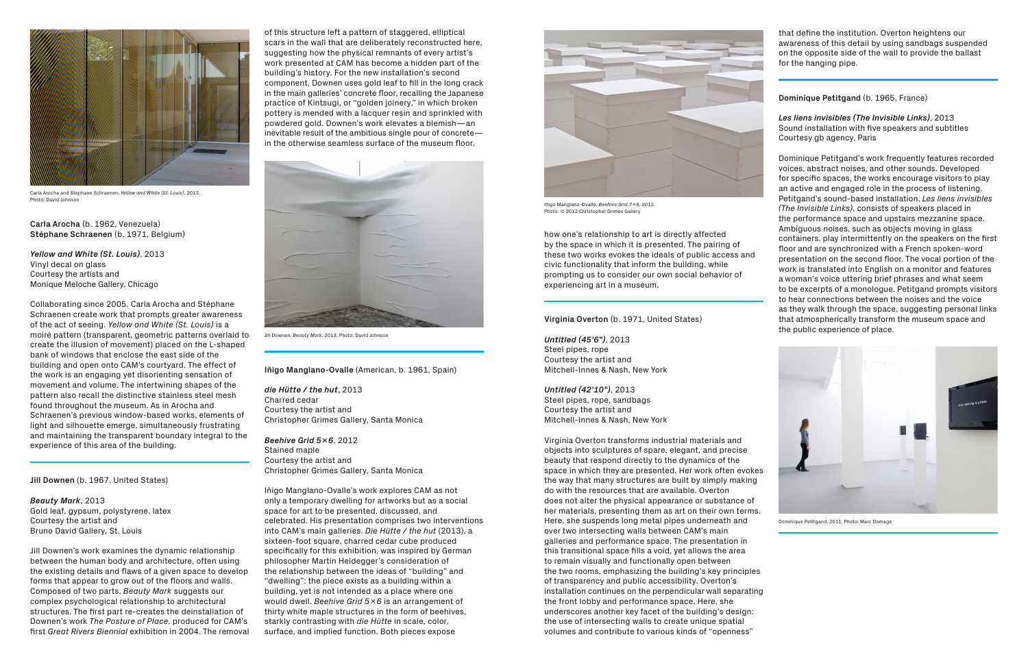Carla Arocha and Stephane Schraenen, *Yellow and White (St. Louis)*, 2013. Photo: David Johnson

**Carla Arocha** (b. 1962, Venezuela)
**Stéphane Schraenen** (b. 1971, Belgium)

***Yellow and White (St. Louis)***, 2013
Vinyl decal on glass
Courtesy the artists and
Monique Meloche Gallery, Chicago

Collaborating since 2005, Carla Arocha and Stéphane Schraenen create work that prompts greater awareness of the act of seeing. *Yellow and White (St. Louis)* is a moiré pattern (transparent, geometric patterns overlaid to create the illusion of movement) placed on the L-shaped bank of windows that enclose the east side of the building and open onto CAM's courtyard. The effect of the work is an engaging yet disorienting sensation of movement and volume. The intertwining shapes of the pattern also recall the distinctive stainless steel mesh found throughout the museum. As in Arocha and Schraenen's previous window-based works, elements of light and silhouette emerge, simultaneously frustrating and maintaining the transparent boundary integral to the experience of this area of the building.

**Jill Downen** (b. 1967, United States)

***Beauty Mark***, 2013
Gold leaf, gypsum, polystyrene, latex
Courtesy the artist and
Bruno David Gallery, St. Louis

Jill Downen's work examines the dynamic relationship between the human body and architecture, often using the existing details and flaws of a given space to develop forms that appear to grow out of the floors and walls. Composed of two parts, *Beauty Mark* suggests our complex psychological relationship to architectural structures. The first part re-creates the deinstallation of Downen's work *The Posture of Place*, produced for CAM's first *Great Rivers Biennial* exhibition in 2004. The removal of this structure left a pattern of staggered, elliptical scars in the wall that are deliberately reconstructed here, suggesting how the physical remnants of every artist's work presented at CAM has become a hidden part of the building's history. For the new installation's second component, Downen uses gold leaf to fill in the long crack in the main galleries' concrete floor, recalling the Japanese practice of Kintsugi, or "golden joinery," in which broken pottery is mended with a lacquer resin and sprinkled with powdered gold. Downen's work elevates a blemish—an inevitable result of the ambitious single pour of concrete—in the otherwise seamless surface of the museum floor.

Jill Downen, *Beauty Mark*, 2013. Photo: David Johnson

**Iñigo Manglano-Ovalle** (American, b. 1961, Spain)

***die Hütte / the hut***, 2013
Charred cedar
Courtesy the artist and
Christopher Grimes Gallery, Santa Monica

***Beehive Grid 5×6***, 2012
Stained maple
Courtesy the artist and
Christopher Grimes Gallery, Santa Monica

Iñigo Manglano-Ovalle's work explores CAM as not only a temporary dwelling for artworks but as a social space for art to be presented, discussed, and celebrated. His presentation comprises two interventions into CAM's main galleries. *Die Hütte / the hut* (2013), a sixteen-foot square, charred cedar cube produced specifically for this exhibition, was inspired by German philosopher Martin Heidegger's consideration of the relationship between the ideas of "building" and "dwelling": the piece exists as a building within a building, yet is not intended as a place where one would dwell. *Beehive Grid 5×6* is an arrangement of thirty white maple structures in the form of beehives, starkly contrasting with *die Hütte* in scale, color, surface, and implied function. Both pieces expose how one's relationship to art is directly affected by the space in which it is presented. The pairing of these two works evokes the ideals of public access and civic functionality that inform the building, while prompting us to consider our own social behavior of experiencing art in a museum.

Iñigo Manglano-Ovalle, *Beehive Grid 7×6*, 2012. Photo: © 2012 Christopher Grimes Gallery

**Virginia Overton** (b. 1971, United States)

***Untitled (45'6")***, 2013
Steel pipes, rope
Courtesy the artist and
Mitchell-Innes & Nash, New York

***Untitled (42'10")***, 2013
Steel pipes, rope, sandbags
Courtesy the artist and
Mitchell-Innes & Nash, New York

Virginia Overton transforms industrial materials and objects into sculptures of spare, elegant, and precise beauty that respond directly to the dynamics of the space in which they are presented. Her work often evokes the way that many structures are built by simply making do with the resources that are available. Overton does not alter the physical appearance or substance of her materials, presenting them as art on their own terms. Here, she suspends long metal pipes underneath and over two intersecting walls between CAM's main galleries and performance space. The presentation in this transitional space fills a void, yet allows the area to remain visually and functionally open between the two rooms, emphasizing the building's key principles of transparency and public accessibility. Overton's installation continues on the perpendicular wall separating the front lobby and performance space. Here, she underscores another key facet of the building's design: the use of intersecting walls to create unique spatial volumes and contribute to various kinds of "openness" that define the institution. Overton heightens our awareness of this detail by using sandbags suspended on the opposite side of the wall to provide the ballast for the hanging pipe.

**Dominique Petitgand** (b. 1965, France)

***Les liens invisibles (The Invisible Links)***, 2013
Sound installation with five speakers and subtitles
Courtesy gb agency, Paris

Dominique Petitgand's work frequently features recorded voices, abstract noises, and other sounds. Developed for specific spaces, the works encourage visitors to play an active and engaged role in the process of listening. Petitgand's sound-based installation, *Les liens invisibles (The Invisible Links)*, consists of speakers placed in the performance space and upstairs mezzanine space. Ambiguous noises, such as objects moving in glass containers, play intermittently on the speakers on the first floor and are synchronized with a French spoken-word presentation on the second floor. The vocal portion of the work is translated into English on a monitor and features a woman's voice uttering brief phrases and what seem to be excerpts of a monologue. Petitgand prompts visitors to hear connections between the noises and the voice as they walk through the space, suggesting personal links that atmospherically transform the museum space and the public experience of place.

Dominique Petitgand, 2011. Photo: Marc Domage